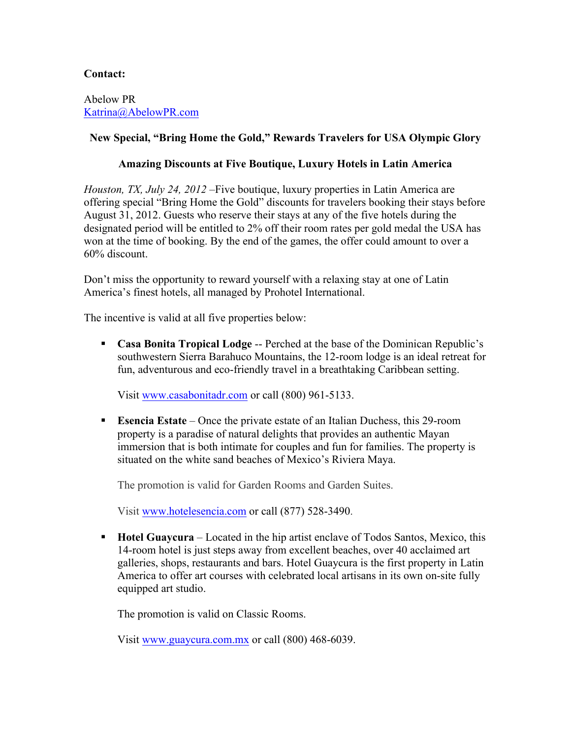**Contact:**

Abelow PR
Katrina@AbelowPR.com

**New Special, "Bring Home the Gold," Rewards Travelers for USA Olympic Glory**

**Amazing Discounts at Five Boutique, Luxury Hotels in Latin America**

*Houston, TX, July 24, 2012* –Five boutique, luxury properties in Latin America are offering special "Bring Home the Gold" discounts for travelers booking their stays before August 31, 2012. Guests who reserve their stays at any of the five hotels during the designated period will be entitled to 2% off their room rates per gold medal the USA has won at the time of booking. By the end of the games, the offer could amount to over a 60% discount.

Don't miss the opportunity to reward yourself with a relaxing stay at one of Latin America's finest hotels, all managed by Prohotel International.

The incentive is valid at all five properties below:

- **Casa Bonita Tropical Lodge** -- Perched at the base of the Dominican Republic's southwestern Sierra Barahuco Mountains, the 12-room lodge is an ideal retreat for fun, adventurous and eco-friendly travel in a breathtaking Caribbean setting.

  Visit www.casabonitadr.com or call (800) 961-5133.

- **Esencia Estate** – Once the private estate of an Italian Duchess, this 29-room property is a paradise of natural delights that provides an authentic Mayan immersion that is both intimate for couples and fun for families. The property is situated on the white sand beaches of Mexico's Riviera Maya.

  The promotion is valid for Garden Rooms and Garden Suites.

  Visit www.hotelesencia.com or call (877) 528-3490.

- **Hotel Guaycura** – Located in the hip artist enclave of Todos Santos, Mexico, this 14-room hotel is just steps away from excellent beaches, over 40 acclaimed art galleries, shops, restaurants and bars. Hotel Guaycura is the first property in Latin America to offer art courses with celebrated local artisans in its own on-site fully equipped art studio.

  The promotion is valid on Classic Rooms.

  Visit www.guaycura.com.mx or call (800) 468-6039.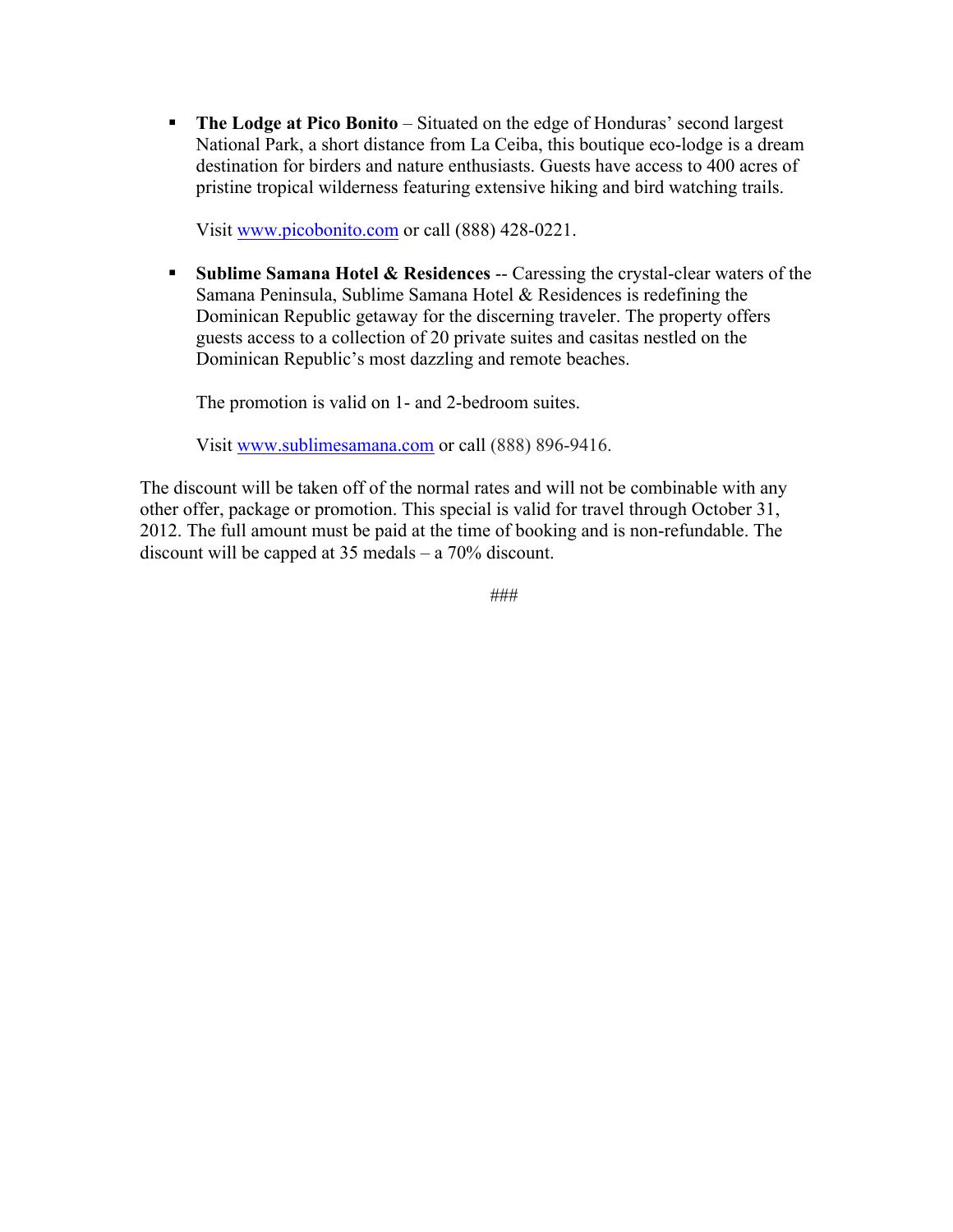- **The Lodge at Pico Bonito** – Situated on the edge of Honduras' second largest National Park, a short distance from La Ceiba, this boutique eco-lodge is a dream destination for birders and nature enthusiasts. Guests have access to 400 acres of pristine tropical wilderness featuring extensive hiking and bird watching trails.

  Visit www.picobonito.com or call (888) 428-0221.

- **Sublime Samana Hotel & Residences** -- Caressing the crystal-clear waters of the Samana Peninsula, Sublime Samana Hotel & Residences is redefining the Dominican Republic getaway for the discerning traveler. The property offers guests access to a collection of 20 private suites and casitas nestled on the Dominican Republic's most dazzling and remote beaches.

  The promotion is valid on 1- and 2-bedroom suites.

  Visit www.sublimesamana.com or call (888) 896-9416.

The discount will be taken off of the normal rates and will not be combinable with any other offer, package or promotion. This special is valid for travel through October 31, 2012. The full amount must be paid at the time of booking and is non-refundable. The discount will be capped at 35 medals – a 70% discount.

###